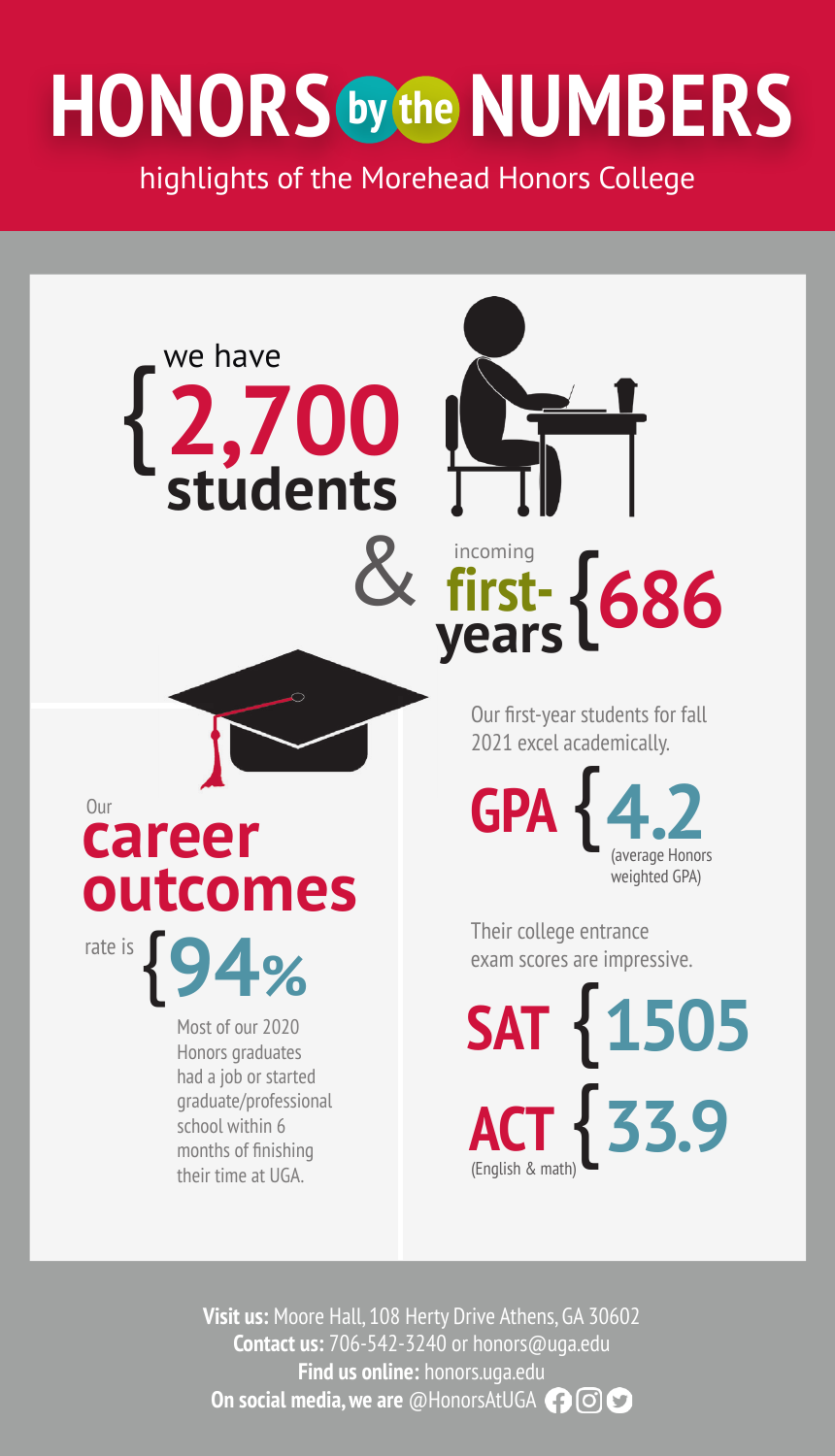# HONORS by the NUMBERS

highlights of the Morehead Honors College

we have **2,700** students

& incoming **first-years** **686**

Our first-year students for fall 2021 excel academically.

**GPA** **4.2** (average Honors weighted GPA)

Their college entrance exam scores are impressive.

**SAT** **1505**

**ACT** (English & math) **33.9**

Our **career outcomes** rate is **94%**

Most of our 2020 Honors graduates had a job or started graduate/professional school within 6 months of finishing their time at UGA.

**Visit us:** Moore Hall, 108 Herty Drive Athens, GA 30602
**Contact us:** 706-542-3240 or honors@uga.edu
**Find us online:** honors.uga.edu
**On social media, we are** @HonorsAtUGA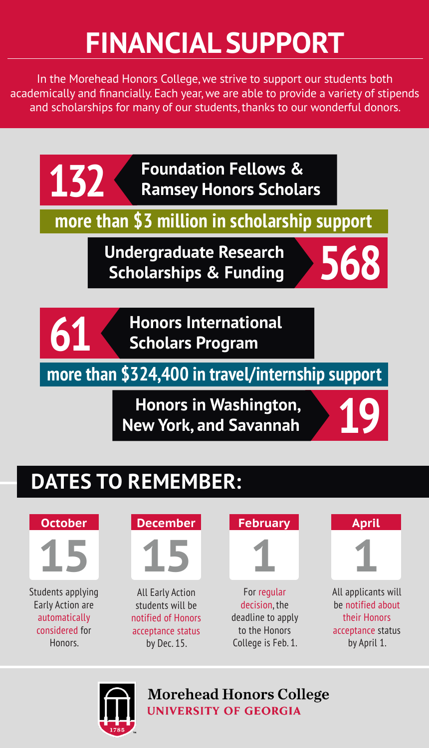# FINANCIAL SUPPORT

In the Morehead Honors College, we strive to support our students both academically and financially. Each year, we are able to provide a variety of stipends and scholarships for many of our students, thanks to our wonderful donors.

**132** Foundation Fellows & Ramsey Honors Scholars

**more than $3 million in scholarship support**

Undergraduate Research Scholarships & Funding **568**

**61** Honors International Scholars Program

**more than $324,400 in travel/internship support**

Honors in Washington, New York, and Savannah **19**

## DATES TO REMEMBER:

**October 15**

Students applying Early Action are automatically considered for Honors.

**December 15**

All Early Action students will be notified of Honors acceptance status by Dec. 15.

**February 1**

For regular decision, the deadline to apply to the Honors College is Feb. 1.

**April 1**

All applicants will be notified about their Honors acceptance status by April 1.

Morehead Honors College
UNIVERSITY OF GEORGIA